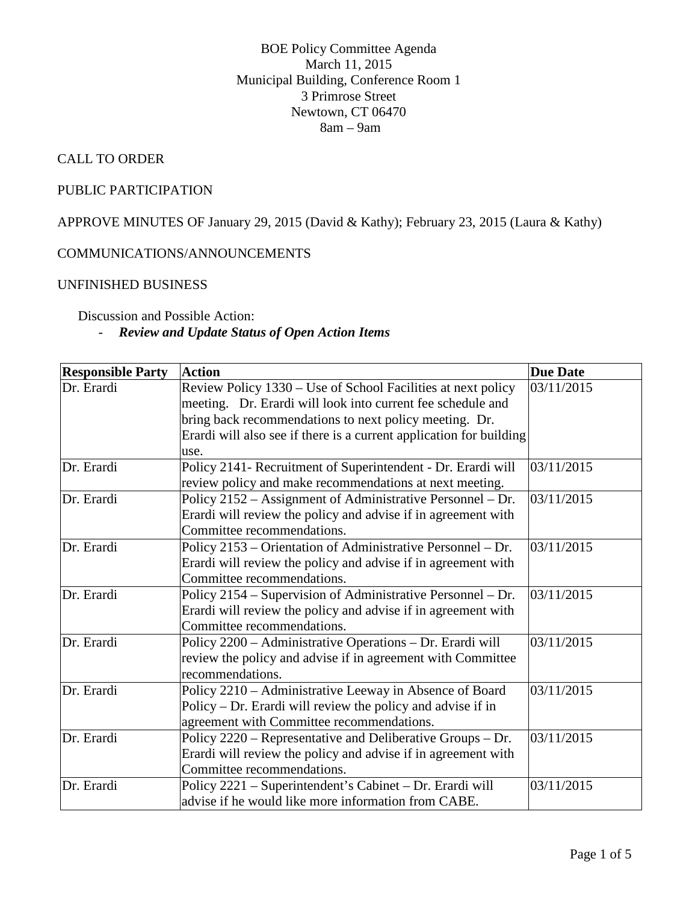BOE Policy Committee Agenda
March 11, 2015
Municipal Building, Conference Room 1
3 Primrose Street
Newtown, CT 06470
8am – 9am

CALL TO ORDER

PUBLIC PARTICIPATION

APPROVE MINUTES OF January 29, 2015 (David & Kathy); February 23, 2015 (Laura & Kathy)

COMMUNICATIONS/ANNOUNCEMENTS

UNFINISHED BUSINESS

Discussion and Possible Action:

- ***Review and Update Status of Open Action Items***

| **Responsible Party** | **Action** | **Due Date** |
|---|---|---|
| Dr. Erardi | Review Policy 1330 – Use of School Facilities at next policy meeting. Dr. Erardi will look into current fee schedule and bring back recommendations to next policy meeting. Dr. Erardi will also see if there is a current application for building use. | 03/11/2015 |
| Dr. Erardi | Policy 2141- Recruitment of Superintendent - Dr. Erardi will review policy and make recommendations at next meeting. | 03/11/2015 |
| Dr. Erardi | Policy 2152 – Assignment of Administrative Personnel – Dr. Erardi will review the policy and advise if in agreement with Committee recommendations. | 03/11/2015 |
| Dr. Erardi | Policy 2153 – Orientation of Administrative Personnel – Dr. Erardi will review the policy and advise if in agreement with Committee recommendations. | 03/11/2015 |
| Dr. Erardi | Policy 2154 – Supervision of Administrative Personnel – Dr. Erardi will review the policy and advise if in agreement with Committee recommendations. | 03/11/2015 |
| Dr. Erardi | Policy 2200 – Administrative Operations – Dr. Erardi will review the policy and advise if in agreement with Committee recommendations. | 03/11/2015 |
| Dr. Erardi | Policy 2210 – Administrative Leeway in Absence of Board Policy – Dr. Erardi will review the policy and advise if in agreement with Committee recommendations. | 03/11/2015 |
| Dr. Erardi | Policy 2220 – Representative and Deliberative Groups – Dr. Erardi will review the policy and advise if in agreement with Committee recommendations. | 03/11/2015 |
| Dr. Erardi | Policy 2221 – Superintendent's Cabinet – Dr. Erardi will advise if he would like more information from CABE. | 03/11/2015 |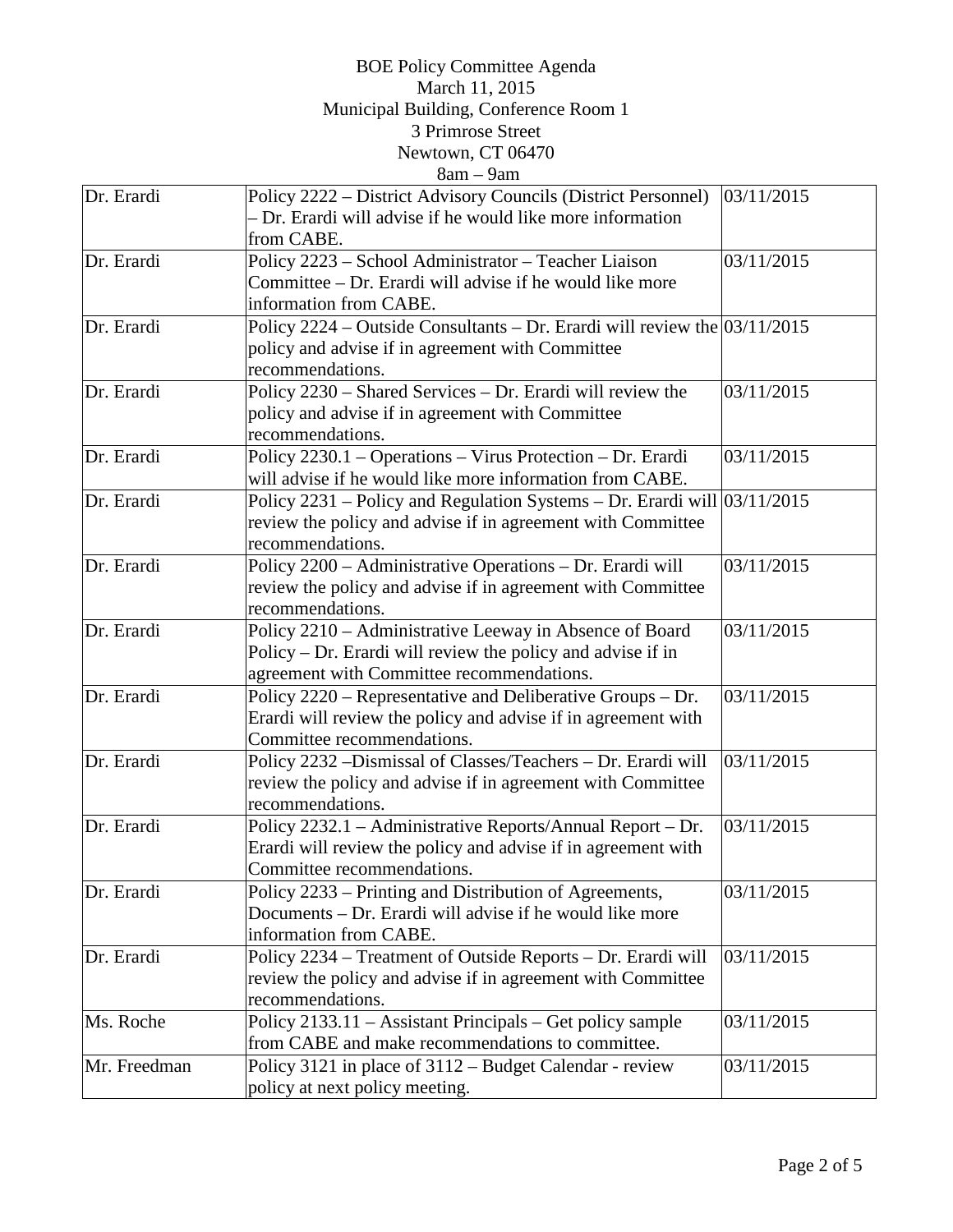BOE Policy Committee Agenda
March 11, 2015
Municipal Building, Conference Room 1
3 Primrose Street
Newtown, CT 06470
8am – 9am

| | | |
|---|---|---|
| Dr. Erardi | Policy 2222 – District Advisory Councils (District Personnel) – Dr. Erardi will advise if he would like more information from CABE. | 03/11/2015 |
| Dr. Erardi | Policy 2223 – School Administrator – Teacher Liaison Committee – Dr. Erardi will advise if he would like more information from CABE. | 03/11/2015 |
| Dr. Erardi | Policy 2224 – Outside Consultants – Dr. Erardi will review the policy and advise if in agreement with Committee recommendations. | 03/11/2015 |
| Dr. Erardi | Policy 2230 – Shared Services – Dr. Erardi will review the policy and advise if in agreement with Committee recommendations. | 03/11/2015 |
| Dr. Erardi | Policy 2230.1 – Operations – Virus Protection – Dr. Erardi will advise if he would like more information from CABE. | 03/11/2015 |
| Dr. Erardi | Policy 2231 – Policy and Regulation Systems – Dr. Erardi will review the policy and advise if in agreement with Committee recommendations. | 03/11/2015 |
| Dr. Erardi | Policy 2200 – Administrative Operations – Dr. Erardi will review the policy and advise if in agreement with Committee recommendations. | 03/11/2015 |
| Dr. Erardi | Policy 2210 – Administrative Leeway in Absence of Board Policy – Dr. Erardi will review the policy and advise if in agreement with Committee recommendations. | 03/11/2015 |
| Dr. Erardi | Policy 2220 – Representative and Deliberative Groups – Dr. Erardi will review the policy and advise if in agreement with Committee recommendations. | 03/11/2015 |
| Dr. Erardi | Policy 2232 –Dismissal of Classes/Teachers – Dr. Erardi will review the policy and advise if in agreement with Committee recommendations. | 03/11/2015 |
| Dr. Erardi | Policy 2232.1 – Administrative Reports/Annual Report – Dr. Erardi will review the policy and advise if in agreement with Committee recommendations. | 03/11/2015 |
| Dr. Erardi | Policy 2233 – Printing and Distribution of Agreements, Documents – Dr. Erardi will advise if he would like more information from CABE. | 03/11/2015 |
| Dr. Erardi | Policy 2234 – Treatment of Outside Reports – Dr. Erardi will review the policy and advise if in agreement with Committee recommendations. | 03/11/2015 |
| Ms. Roche | Policy 2133.11 – Assistant Principals – Get policy sample from CABE and make recommendations to committee. | 03/11/2015 |
| Mr. Freedman | Policy 3121 in place of 3112 – Budget Calendar - review policy at next policy meeting. | 03/11/2015 |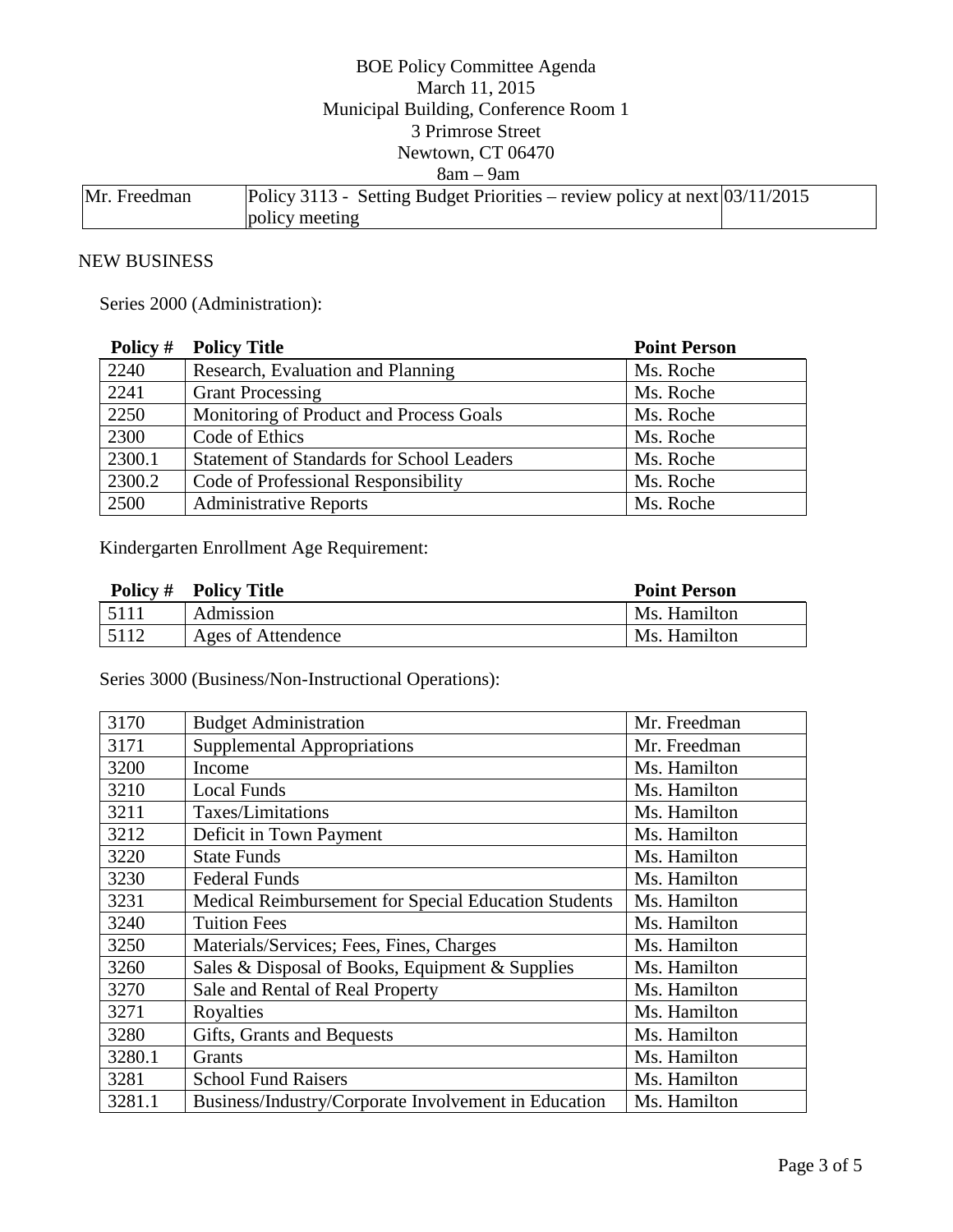BOE Policy Committee Agenda
March 11, 2015
Municipal Building, Conference Room 1
3 Primrose Street
Newtown, CT 06470
8am – 9am

| | | |
|---|---|---|
| Mr. Freedman | Policy 3113 - Setting Budget Priorities – review policy at next policy meeting | 03/11/2015 |

NEW BUSINESS

Series 2000 (Administration):

| Policy # | Policy Title | Point Person |
|---|---|---|
| 2240 | Research, Evaluation and Planning | Ms. Roche |
| 2241 | Grant Processing | Ms. Roche |
| 2250 | Monitoring of Product and Process Goals | Ms. Roche |
| 2300 | Code of Ethics | Ms. Roche |
| 2300.1 | Statement of Standards for School Leaders | Ms. Roche |
| 2300.2 | Code of Professional Responsibility | Ms. Roche |
| 2500 | Administrative Reports | Ms. Roche |

Kindergarten Enrollment Age Requirement:

| Policy # | Policy Title | Point Person |
|---|---|---|
| 5111 | Admission | Ms. Hamilton |
| 5112 | Ages of Attendence | Ms. Hamilton |

Series 3000 (Business/Non-Instructional Operations):

| | | |
|---|---|---|
| 3170 | Budget Administration | Mr. Freedman |
| 3171 | Supplemental Appropriations | Mr. Freedman |
| 3200 | Income | Ms. Hamilton |
| 3210 | Local Funds | Ms. Hamilton |
| 3211 | Taxes/Limitations | Ms. Hamilton |
| 3212 | Deficit in Town Payment | Ms. Hamilton |
| 3220 | State Funds | Ms. Hamilton |
| 3230 | Federal Funds | Ms. Hamilton |
| 3231 | Medical Reimbursement for Special Education Students | Ms. Hamilton |
| 3240 | Tuition Fees | Ms. Hamilton |
| 3250 | Materials/Services; Fees, Fines, Charges | Ms. Hamilton |
| 3260 | Sales & Disposal of Books, Equipment & Supplies | Ms. Hamilton |
| 3270 | Sale and Rental of Real Property | Ms. Hamilton |
| 3271 | Royalties | Ms. Hamilton |
| 3280 | Gifts, Grants and Bequests | Ms. Hamilton |
| 3280.1 | Grants | Ms. Hamilton |
| 3281 | School Fund Raisers | Ms. Hamilton |
| 3281.1 | Business/Industry/Corporate Involvement in Education | Ms. Hamilton |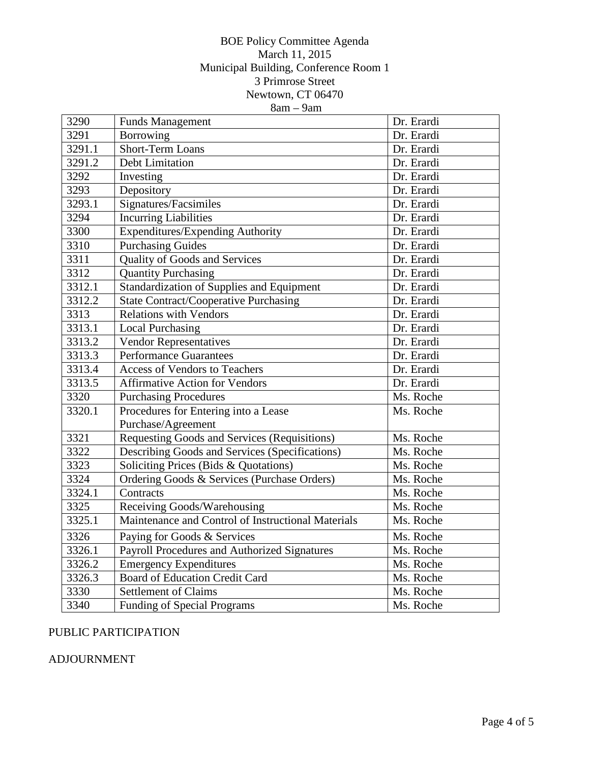BOE Policy Committee Agenda
March 11, 2015
Municipal Building, Conference Room 1
3 Primrose Street
Newtown, CT 06470
8am – 9am

| | | |
|---|---|---|
| 3290 | Funds Management | Dr. Erardi |
| 3291 | Borrowing | Dr. Erardi |
| 3291.1 | Short-Term Loans | Dr. Erardi |
| 3291.2 | Debt Limitation | Dr. Erardi |
| 3292 | Investing | Dr. Erardi |
| 3293 | Depository | Dr. Erardi |
| 3293.1 | Signatures/Facsimiles | Dr. Erardi |
| 3294 | Incurring Liabilities | Dr. Erardi |
| 3300 | Expenditures/Expending Authority | Dr. Erardi |
| 3310 | Purchasing Guides | Dr. Erardi |
| 3311 | Quality of Goods and Services | Dr. Erardi |
| 3312 | Quantity Purchasing | Dr. Erardi |
| 3312.1 | Standardization of Supplies and Equipment | Dr. Erardi |
| 3312.2 | State Contract/Cooperative Purchasing | Dr. Erardi |
| 3313 | Relations with Vendors | Dr. Erardi |
| 3313.1 | Local Purchasing | Dr. Erardi |
| 3313.2 | Vendor Representatives | Dr. Erardi |
| 3313.3 | Performance Guarantees | Dr. Erardi |
| 3313.4 | Access of Vendors to Teachers | Dr. Erardi |
| 3313.5 | Affirmative Action for Vendors | Dr. Erardi |
| 3320 | Purchasing Procedures | Ms. Roche |
| 3320.1 | Procedures for Entering into a Lease Purchase/Agreement | Ms. Roche |
| 3321 | Requesting Goods and Services (Requisitions) | Ms. Roche |
| 3322 | Describing Goods and Services (Specifications) | Ms. Roche |
| 3323 | Soliciting Prices (Bids & Quotations) | Ms. Roche |
| 3324 | Ordering Goods & Services (Purchase Orders) | Ms. Roche |
| 3324.1 | Contracts | Ms. Roche |
| 3325 | Receiving Goods/Warehousing | Ms. Roche |
| 3325.1 | Maintenance and Control of Instructional Materials | Ms. Roche |
| 3326 | Paying for Goods & Services | Ms. Roche |
| 3326.1 | Payroll Procedures and Authorized Signatures | Ms. Roche |
| 3326.2 | Emergency Expenditures | Ms. Roche |
| 3326.3 | Board of Education Credit Card | Ms. Roche |
| 3330 | Settlement of Claims | Ms. Roche |
| 3340 | Funding of Special Programs | Ms. Roche |

PUBLIC PARTICIPATION

ADJOURNMENT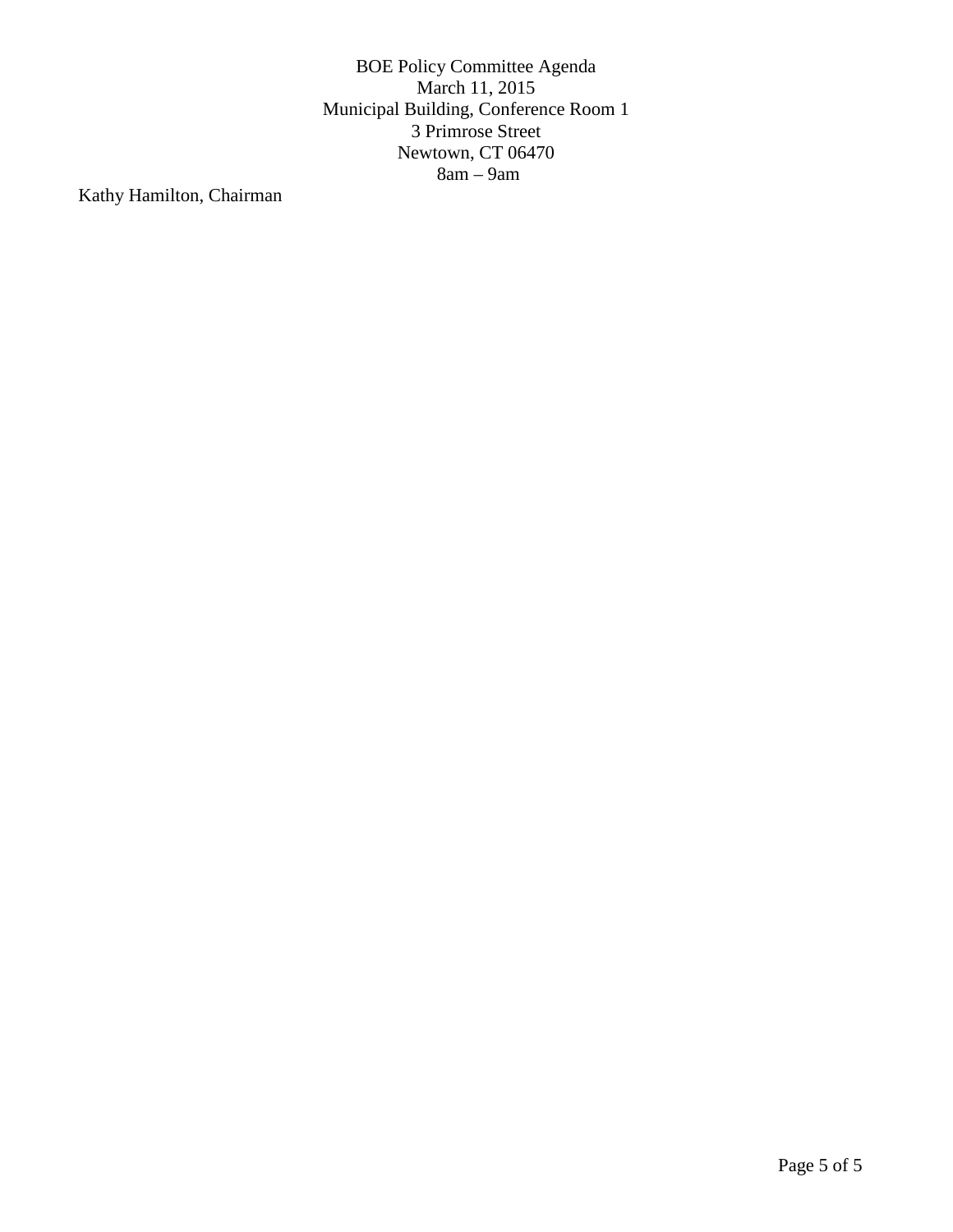BOE Policy Committee Agenda
March 11, 2015
Municipal Building, Conference Room 1
3 Primrose Street
Newtown, CT 06470
8am – 9am

Kathy Hamilton, Chairman